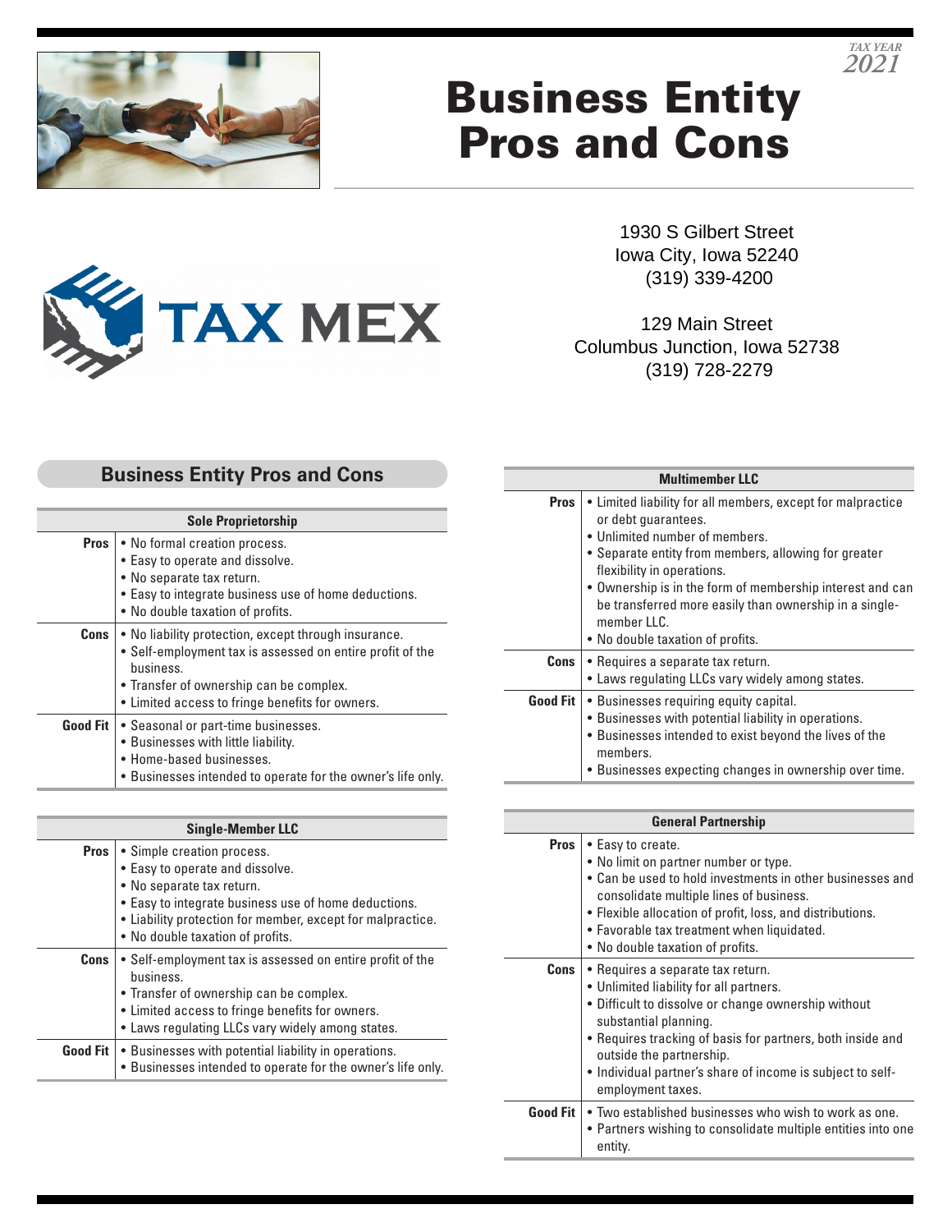TAX YEAR 2021

# Business Entity Pros and Cons

TAX MEX

1930 S Gilbert Street
Iowa City, Iowa 52240
(319) 339-4200

129 Main Street
Columbus Junction, Iowa 52738
(319) 728-2279

## Business Entity Pros and Cons

| Sole Proprietorship | |
|---|---|
| **Pros** | • No formal creation process.<br>• Easy to operate and dissolve.<br>• No separate tax return.<br>• Easy to integrate business use of home deductions.<br>• No double taxation of profits. |
| **Cons** | • No liability protection, except through insurance.<br>• Self-employment tax is assessed on entire profit of the business.<br>• Transfer of ownership can be complex.<br>• Limited access to fringe benefits for owners. |
| **Good Fit** | • Seasonal or part-time businesses.<br>• Businesses with little liability.<br>• Home-based businesses.<br>• Businesses intended to operate for the owner's life only. |

| Single-Member LLC | |
|---|---|
| **Pros** | • Simple creation process.<br>• Easy to operate and dissolve.<br>• No separate tax return.<br>• Easy to integrate business use of home deductions.<br>• Liability protection for member, except for malpractice.<br>• No double taxation of profits. |
| **Cons** | • Self-employment tax is assessed on entire profit of the business.<br>• Transfer of ownership can be complex.<br>• Limited access to fringe benefits for owners.<br>• Laws regulating LLCs vary widely among states. |
| **Good Fit** | • Businesses with potential liability in operations.<br>• Businesses intended to operate for the owner's life only. |

| Multimember LLC | |
|---|---|
| **Pros** | • Limited liability for all members, except for malpractice or debt guarantees.<br>• Unlimited number of members.<br>• Separate entity from members, allowing for greater flexibility in operations.<br>• Ownership is in the form of membership interest and can be transferred more easily than ownership in a single-member LLC.<br>• No double taxation of profits. |
| **Cons** | • Requires a separate tax return.<br>• Laws regulating LLCs vary widely among states. |
| **Good Fit** | • Businesses requiring equity capital.<br>• Businesses with potential liability in operations.<br>• Businesses intended to exist beyond the lives of the members.<br>• Businesses expecting changes in ownership over time. |

| General Partnership | |
|---|---|
| **Pros** | • Easy to create.<br>• No limit on partner number or type.<br>• Can be used to hold investments in other businesses and consolidate multiple lines of business.<br>• Flexible allocation of profit, loss, and distributions.<br>• Favorable tax treatment when liquidated.<br>• No double taxation of profits. |
| **Cons** | • Requires a separate tax return.<br>• Unlimited liability for all partners.<br>• Difficult to dissolve or change ownership without substantial planning.<br>• Requires tracking of basis for partners, both inside and outside the partnership.<br>• Individual partner's share of income is subject to self-employment taxes. |
| **Good Fit** | • Two established businesses who wish to work as one.<br>• Partners wishing to consolidate multiple entities into one entity. |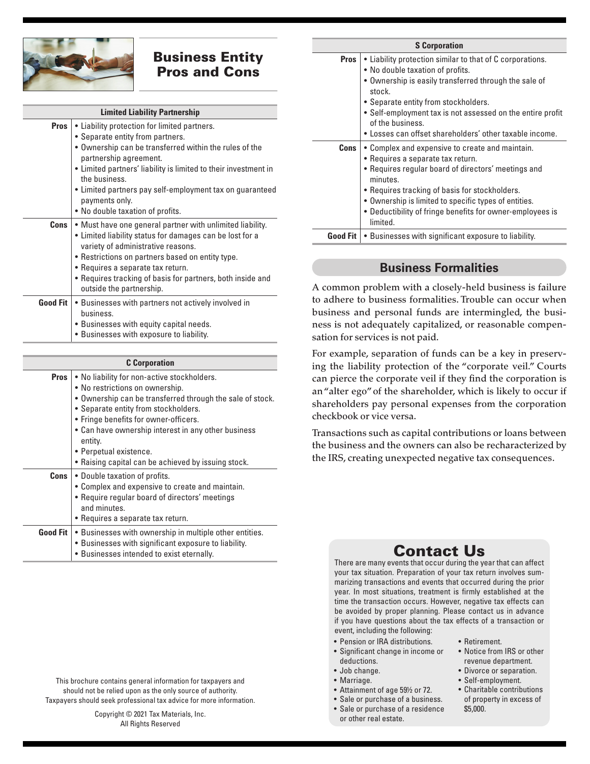# Business Entity Pros and Cons

| Limited Liability Partnership | |
|---|---|
| **Pros** | • Liability protection for limited partners.<br>• Separate entity from partners.<br>• Ownership can be transferred within the rules of the partnership agreement.<br>• Limited partners' liability is limited to their investment in the business.<br>• Limited partners pay self-employment tax on guaranteed payments only.<br>• No double taxation of profits. |
| **Cons** | • Must have one general partner with unlimited liability.<br>• Limited liability status for damages can be lost for a variety of administrative reasons.<br>• Restrictions on partners based on entity type.<br>• Requires a separate tax return.<br>• Requires tracking of basis for partners, both inside and outside the partnership. |
| **Good Fit** | • Businesses with partners not actively involved in business.<br>• Businesses with equity capital needs.<br>• Businesses with exposure to liability. |

| C Corporation | |
|---|---|
| **Pros** | • No liability for non-active stockholders.<br>• No restrictions on ownership.<br>• Ownership can be transferred through the sale of stock.<br>• Separate entity from stockholders.<br>• Fringe benefits for owner-officers.<br>• Can have ownership interest in any other business entity.<br>• Perpetual existence.<br>• Raising capital can be achieved by issuing stock. |
| **Cons** | • Double taxation of profits.<br>• Complex and expensive to create and maintain.<br>• Require regular board of directors' meetings and minutes.<br>• Requires a separate tax return. |
| **Good Fit** | • Businesses with ownership in multiple other entities.<br>• Businesses with significant exposure to liability.<br>• Businesses intended to exist eternally. |

This brochure contains general information for taxpayers and should not be relied upon as the only source of authority. Taxpayers should seek professional tax advice for more information.

Copyright © 2021 Tax Materials, Inc.
All Rights Reserved

| S Corporation | |
|---|---|
| **Pros** | • Liability protection similar to that of C corporations.<br>• No double taxation of profits.<br>• Ownership is easily transferred through the sale of stock.<br>• Separate entity from stockholders.<br>• Self-employment tax is not assessed on the entire profit of the business.<br>• Losses can offset shareholders' other taxable income. |
| **Cons** | • Complex and expensive to create and maintain.<br>• Requires a separate tax return.<br>• Requires regular board of directors' meetings and minutes.<br>• Requires tracking of basis for stockholders.<br>• Ownership is limited to specific types of entities.<br>• Deductibility of fringe benefits for owner-employees is limited. |
| **Good Fit** | • Businesses with significant exposure to liability. |

## Business Formalities

A common problem with a closely-held business is failure to adhere to business formalities. Trouble can occur when business and personal funds are intermingled, the business is not adequately capitalized, or reasonable compensation for services is not paid.

For example, separation of funds can be a key in preserving the liability protection of the "corporate veil." Courts can pierce the corporate veil if they find the corporation is an "alter ego" of the shareholder, which is likely to occur if shareholders pay personal expenses from the corporation checkbook or vice versa.

Transactions such as capital contributions or loans between the business and the owners can also be recharacterized by the IRS, creating unexpected negative tax consequences.

## Contact Us

There are many events that occur during the year that can affect your tax situation. Preparation of your tax return involves summarizing transactions and events that occurred during the prior year. In most situations, treatment is firmly established at the time the transaction occurs. However, negative tax effects can be avoided by proper planning. Please contact us in advance if you have questions about the tax effects of a transaction or event, including the following:

- Pension or IRA distributions.
- Significant change in income or deductions.
- Job change.
- Marriage.
- Attainment of age 59½ or 72.
- Sale or purchase of a business.
- Sale or purchase of a residence or other real estate.
- Retirement.
- Notice from IRS or other revenue department.
- Divorce or separation.
- Self-employment.
- Charitable contributions of property in excess of $5,000.